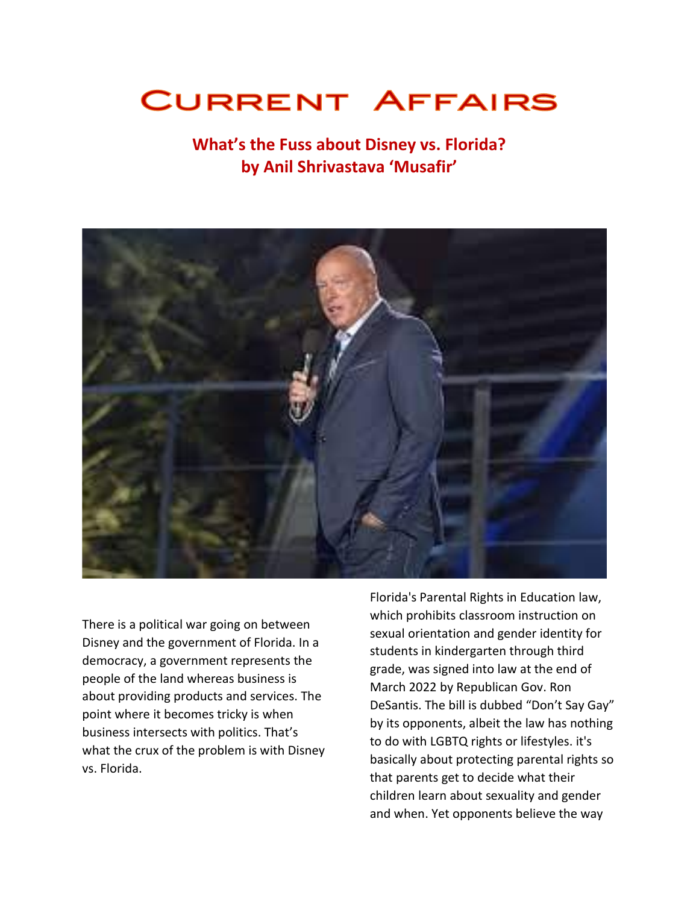# Current Affairs

## What's the Fuss about Disney vs. Florida?
## by Anil Shrivastava 'Musafir'

There is a political war going on between Disney and the government of Florida. In a democracy, a government represents the people of the land whereas business is about providing products and services. The point where it becomes tricky is when business intersects with politics. That's what the crux of the problem is with Disney vs. Florida.

Florida's Parental Rights in Education law, which prohibits classroom instruction on sexual orientation and gender identity for students in kindergarten through third grade, was signed into law at the end of March 2022 by Republican Gov. Ron DeSantis. The bill is dubbed "Don't Say Gay" by its opponents, albeit the law has nothing to do with LGBTQ rights or lifestyles. it's basically about protecting parental rights so that parents get to decide what their children learn about sexuality and gender and when. Yet opponents believe the way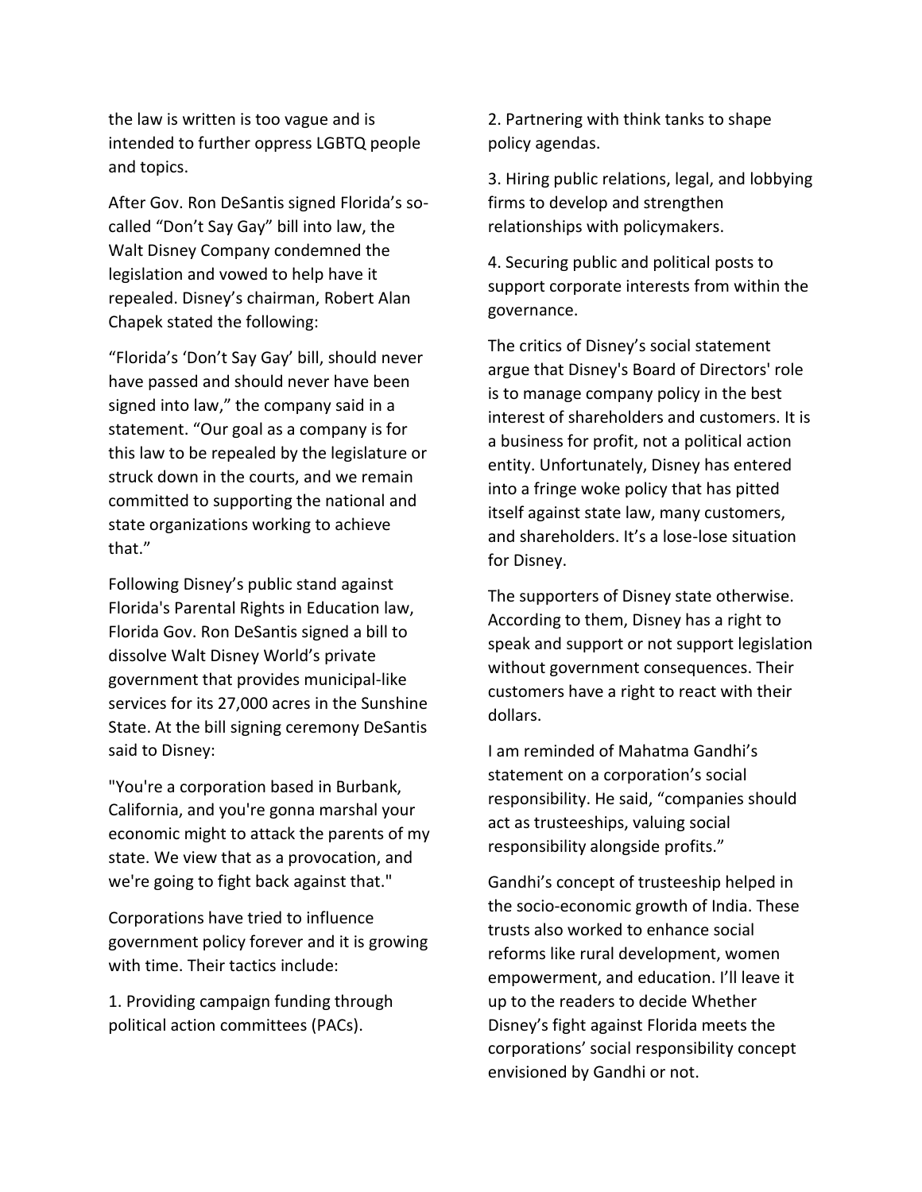the law is written is too vague and is intended to further oppress LGBTQ people and topics.

After Gov. Ron DeSantis signed Florida's so-called "Don't Say Gay" bill into law, the Walt Disney Company condemned the legislation and vowed to help have it repealed. Disney's chairman, Robert Alan Chapek stated the following:

"Florida's 'Don't Say Gay' bill, should never have passed and should never have been signed into law," the company said in a statement. "Our goal as a company is for this law to be repealed by the legislature or struck down in the courts, and we remain committed to supporting the national and state organizations working to achieve that."

Following Disney's public stand against Florida's Parental Rights in Education law, Florida Gov. Ron DeSantis signed a bill to dissolve Walt Disney World's private government that provides municipal-like services for its 27,000 acres in the Sunshine State. At the bill signing ceremony DeSantis said to Disney:

"You're a corporation based in Burbank, California, and you're gonna marshal your economic might to attack the parents of my state. We view that as a provocation, and we're going to fight back against that."

Corporations have tried to influence government policy forever and it is growing with time. Their tactics include:

1. Providing campaign funding through political action committees (PACs).

2. Partnering with think tanks to shape policy agendas.

3. Hiring public relations, legal, and lobbying firms to develop and strengthen relationships with policymakers.

4. Securing public and political posts to support corporate interests from within the governance.

The critics of Disney's social statement argue that Disney's Board of Directors' role is to manage company policy in the best interest of shareholders and customers. It is a business for profit, not a political action entity. Unfortunately, Disney has entered into a fringe woke policy that has pitted itself against state law, many customers, and shareholders. It's a lose-lose situation for Disney.

The supporters of Disney state otherwise. According to them, Disney has a right to speak and support or not support legislation without government consequences. Their customers have a right to react with their dollars.

I am reminded of Mahatma Gandhi's statement on a corporation's social responsibility. He said, "companies should act as trusteeships, valuing social responsibility alongside profits."

Gandhi's concept of trusteeship helped in the socio-economic growth of India. These trusts also worked to enhance social reforms like rural development, women empowerment, and education. I'll leave it up to the readers to decide Whether Disney's fight against Florida meets the corporations' social responsibility concept envisioned by Gandhi or not.